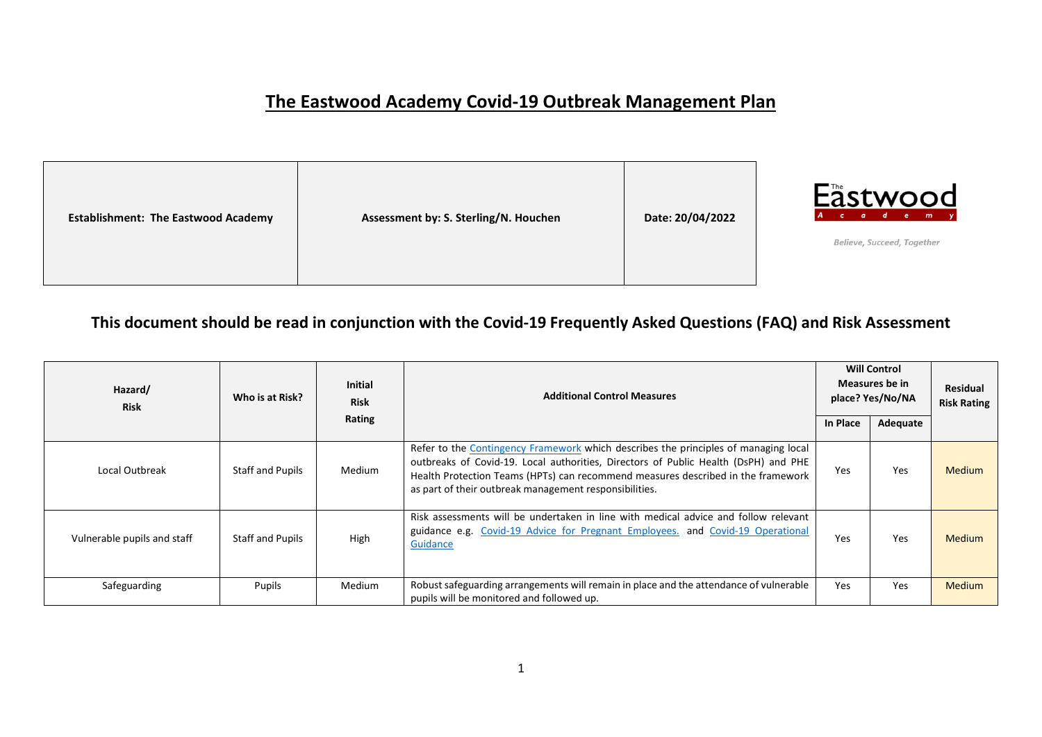# The Eastwood Academy Covid-19 Outbreak Management Plan

| Establishment: The Eastwood Academy | Assessment by: S. Sterling/N. Houchen | Date: 20/04/2022 |
|---|---|---|

Eastwood Academy

*Believe, Succeed, Together*

## This document should be read in conjunction with the Covid-19 Frequently Asked Questions (FAQ) and Risk Assessment

| Hazard/ Risk | Who is at Risk? | Initial Risk Rating | Additional Control Measures | Will Control Measures be in place? Yes/No/NA | | Residual Risk Rating |
|---|---|---|---|---|---|---|
| | | | | In Place | Adequate | |
| Local Outbreak | Staff and Pupils | Medium | Refer to the Contingency Framework which describes the principles of managing local outbreaks of Covid-19. Local authorities, Directors of Public Health (DsPH) and PHE Health Protection Teams (HPTs) can recommend measures described in the framework as part of their outbreak management responsibilities. | Yes | Yes | Medium |
| Vulnerable pupils and staff | Staff and Pupils | High | Risk assessments will be undertaken in line with medical advice and follow relevant guidance e.g. Covid-19 Advice for Pregnant Employees. and Covid-19 Operational Guidance | Yes | Yes | Medium |
| Safeguarding | Pupils | Medium | Robust safeguarding arrangements will remain in place and the attendance of vulnerable pupils will be monitored and followed up. | Yes | Yes | Medium |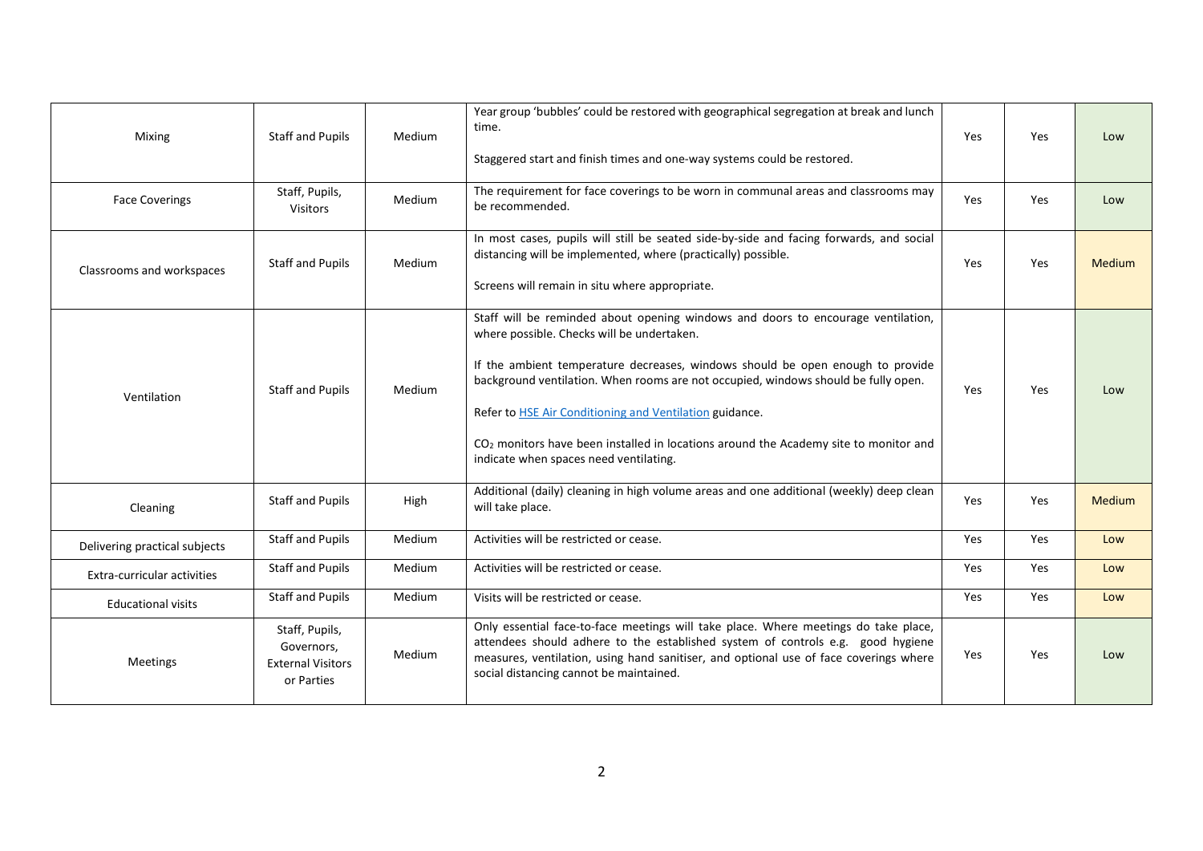| Mixing | Staff and Pupils | Medium | Year group 'bubbles' could be restored with geographical segregation at break and lunch time.<br><br>Staggered start and finish times and one-way systems could be restored. | Yes | Yes | Low |
|---|---|---|---|---|---|---|
| Face Coverings | Staff, Pupils, Visitors | Medium | The requirement for face coverings to be worn in communal areas and classrooms may be recommended. | Yes | Yes | Low |
| Classrooms and workspaces | Staff and Pupils | Medium | In most cases, pupils will still be seated side-by-side and facing forwards, and social distancing will be implemented, where (practically) possible.<br><br>Screens will remain in situ where appropriate. | Yes | Yes | Medium |
| Ventilation | Staff and Pupils | Medium | Staff will be reminded about opening windows and doors to encourage ventilation, where possible. Checks will be undertaken.<br><br>If the ambient temperature decreases, windows should be open enough to provide background ventilation. When rooms are not occupied, windows should be fully open.<br><br>Refer to [HSE Air Conditioning and Ventilation]() guidance.<br><br>$CO_2$ monitors have been installed in locations around the Academy site to monitor and indicate when spaces need ventilating. | Yes | Yes | Low |
| Cleaning | Staff and Pupils | High | Additional (daily) cleaning in high volume areas and one additional (weekly) deep clean will take place. | Yes | Yes | Medium |
| Delivering practical subjects | Staff and Pupils | Medium | Activities will be restricted or cease. | Yes | Yes | Low |
| Extra-curricular activities | Staff and Pupils | Medium | Activities will be restricted or cease. | Yes | Yes | Low |
| Educational visits | Staff and Pupils | Medium | Visits will be restricted or cease. | Yes | Yes | Low |
| Meetings | Staff, Pupils, Governors, External Visitors or Parties | Medium | Only essential face-to-face meetings will take place. Where meetings do take place, attendees should adhere to the established system of controls e.g. good hygiene measures, ventilation, using hand sanitiser, and optional use of face coverings where social distancing cannot be maintained. | Yes | Yes | Low |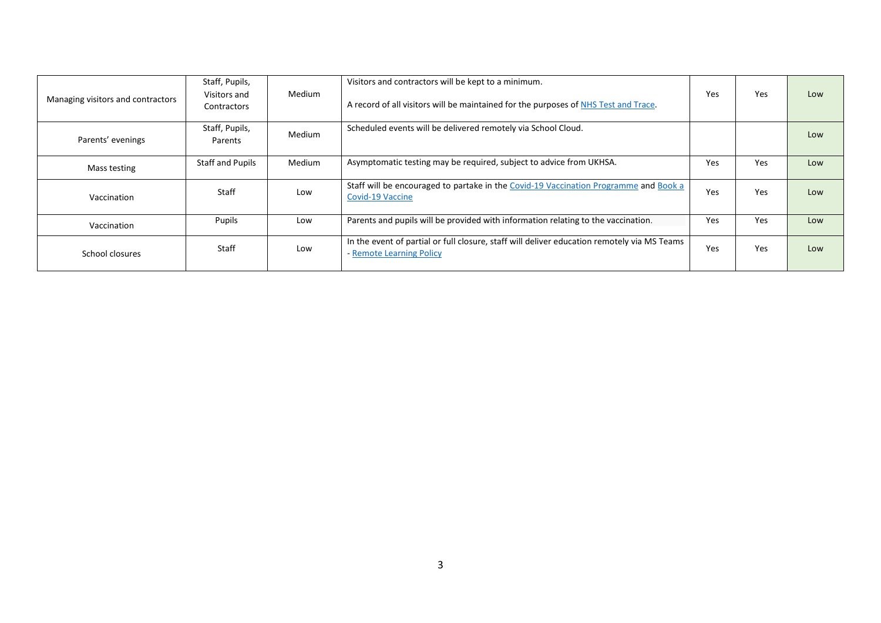| | | | | | | |
|---|---|---|---|---|---|---|
| Managing visitors and contractors | Staff, Pupils, Visitors and Contractors | Medium | Visitors and contractors will be kept to a minimum.<br><br>A record of all visitors will be maintained for the purposes of NHS Test and Trace. | Yes | Yes | Low |
| Parents' evenings | Staff, Pupils, Parents | Medium | Scheduled events will be delivered remotely via School Cloud. | | | Low |
| Mass testing | Staff and Pupils | Medium | Asymptomatic testing may be required, subject to advice from UKHSA. | Yes | Yes | Low |
| Vaccination | Staff | Low | Staff will be encouraged to partake in the Covid-19 Vaccination Programme and Book a Covid-19 Vaccine | Yes | Yes | Low |
| Vaccination | Pupils | Low | Parents and pupils will be provided with information relating to the vaccination. | Yes | Yes | Low |
| School closures | Staff | Low | In the event of partial or full closure, staff will deliver education remotely via MS Teams - Remote Learning Policy | Yes | Yes | Low |